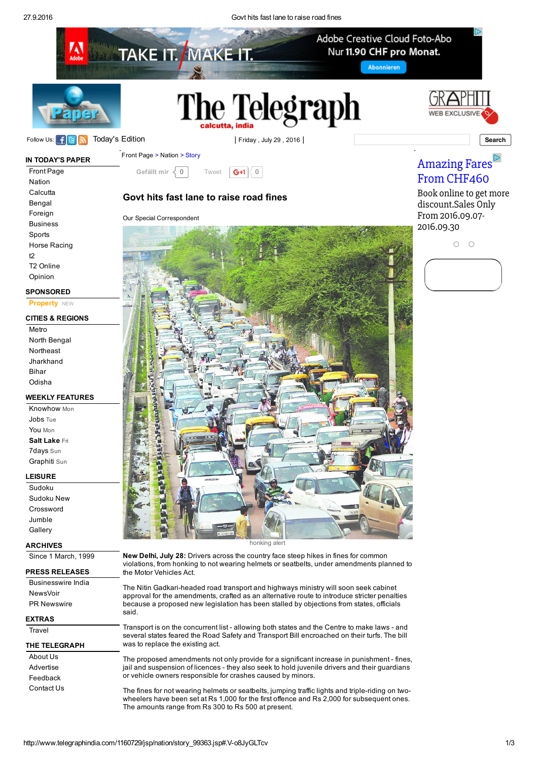# Govt hits fast lane to raise road fines

Our Special Correspondent

honking alert

**New Delhi, July 28:** Drivers across the country face steep hikes in fines for common violations, from honking to not wearing helmets or seatbelts, under amendments planned to the Motor Vehicles Act.

The Nitin Gadkari-headed road transport and highways ministry will soon seek cabinet approval for the amendments, crafted as an alternative route to introduce stricter penalties because a proposed new legislation has been stalled by objections from states, officials said.

Transport is on the concurrent list - allowing both states and the Centre to make laws - and several states feared the Road Safety and Transport Bill encroached on their turfs. The bill was to replace the existing act.

The proposed amendments not only provide for a significant increase in punishment - fines, jail and suspension of licences - they also seek to hold juvenile drivers and their guardians or vehicle owners responsible for crashes caused by minors.

The fines for not wearing helmets or seatbelts, jumping traffic lights and triple-riding on two-wheelers have been set at Rs 1,000 for the first offence and Rs 2,000 for subsequent ones. The amounts range from Rs 300 to Rs 500 at present.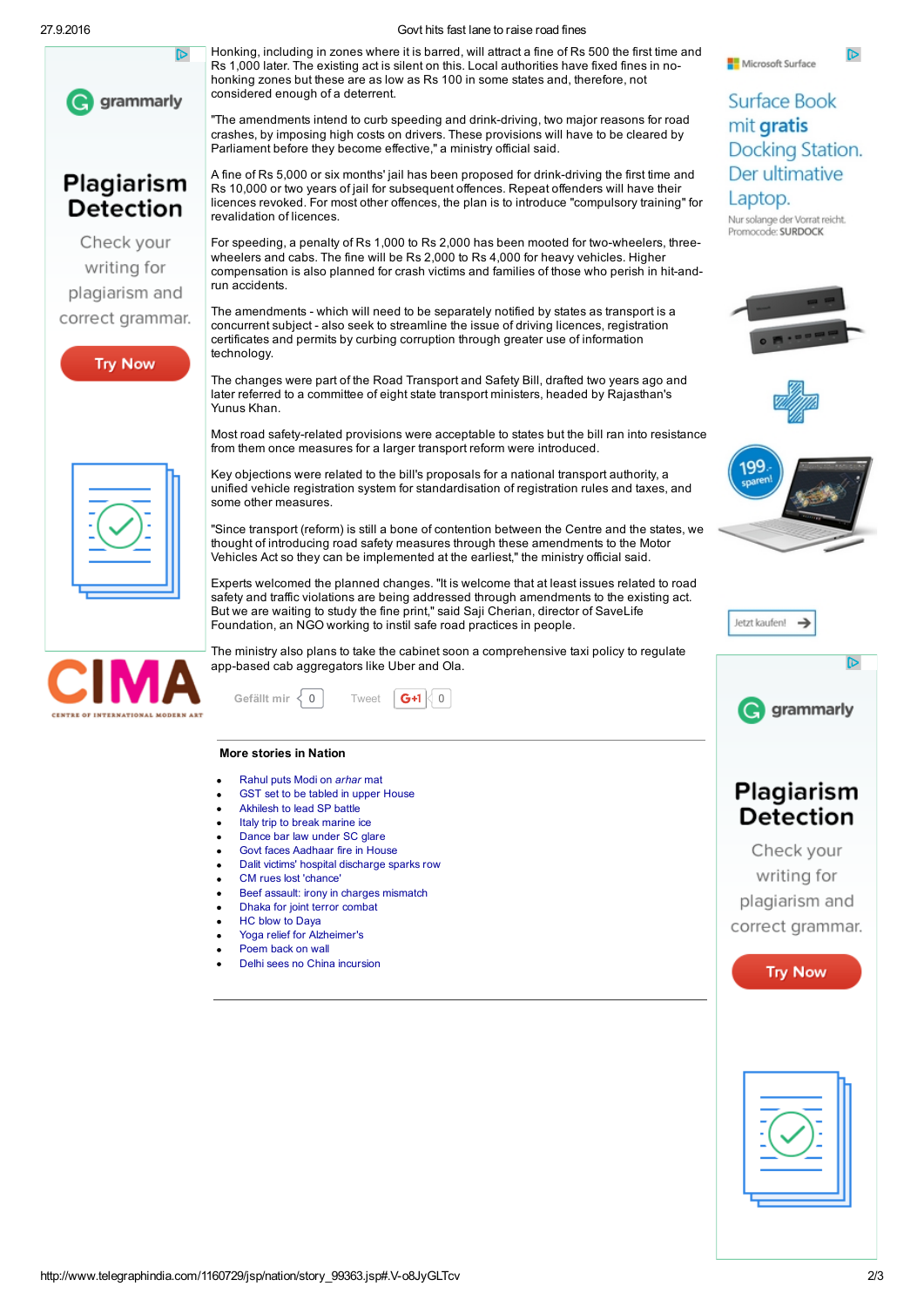Honking, including in zones where it is barred, will attract a fine of Rs 500 the first time and Rs 1,000 later. The existing act is silent on this. Local authorities have fixed fines in no-honking zones but these are as low as Rs 100 in some states and, therefore, not considered enough of a deterrent.

"The amendments intend to curb speeding and drink-driving, two major reasons for road crashes, by imposing high costs on drivers. These provisions will have to be cleared by Parliament before they become effective," a ministry official said.

A fine of Rs 5,000 or six months' jail has been proposed for drink-driving the first time and Rs 10,000 or two years of jail for subsequent offences. Repeat offenders will have their licences revoked. For most other offences, the plan is to introduce "compulsory training" for revalidation of licences.

For speeding, a penalty of Rs 1,000 to Rs 2,000 has been mooted for two-wheelers, three-wheelers and cabs. The fine will be Rs 2,000 to Rs 4,000 for heavy vehicles. Higher compensation is also planned for crash victims and families of those who perish in hit-and-run accidents.

The amendments - which will need to be separately notified by states as transport is a concurrent subject - also seek to streamline the issue of driving licences, registration certificates and permits by curbing corruption through greater use of information technology.

The changes were part of the Road Transport and Safety Bill, drafted two years ago and later referred to a committee of eight state transport ministers, headed by Rajasthan's Yunus Khan.

Most road safety-related provisions were acceptable to states but the bill ran into resistance from them once measures for a larger transport reform were introduced.

Key objections were related to the bill's proposals for a national transport authority, a unified vehicle registration system for standardisation of registration rules and taxes, and some other measures.

"Since transport (reform) is still a bone of contention between the Centre and the states, we thought of introducing road safety measures through these amendments to the Motor Vehicles Act so they can be implemented at the earliest," the ministry official said.

Experts welcomed the planned changes. "It is welcome that at least issues related to road safety and traffic violations are being addressed through amendments to the existing act. But we are waiting to study the fine print," said Saji Cherian, director of SaveLife Foundation, an NGO working to instil safe road practices in people.

The ministry also plans to take the cabinet soon a comprehensive taxi policy to regulate app-based cab aggregators like Uber and Ola.

### More stories in Nation

- Rahul puts Modi on *arhar* mat
- GST set to be tabled in upper House
- Akhilesh to lead SP battle
- Italy trip to break marine ice
- Dance bar law under SC glare
- Govt faces Aadhaar fire in House
- Dalit victims' hospital discharge sparks row
- CM rues lost 'chance'
- Beef assault: irony in charges mismatch
- Dhaka for joint terror combat
- HC blow to Daya
- Yoga relief for Alzheimer's
- Poem back on wall
- Delhi sees no China incursion